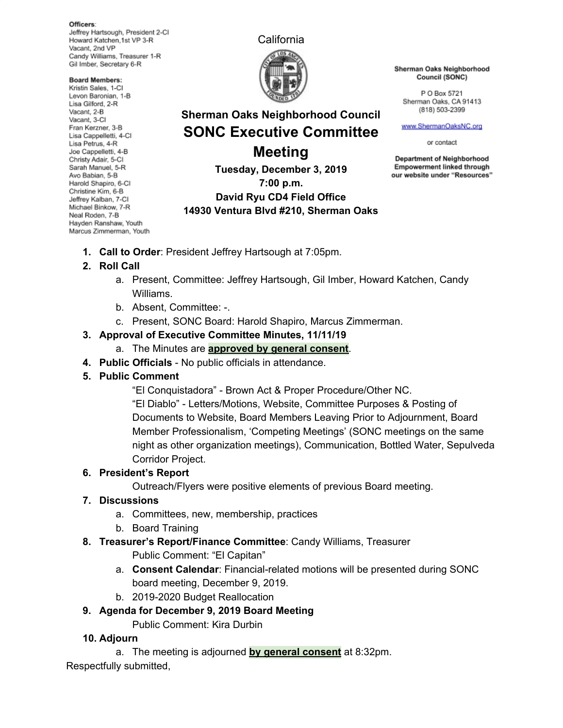**Officers:**
Jeffrey Hartsough, President 2-CI
Howard Katchen,1st VP 3-R
Vacant, 2nd VP
Candy Williams, Treasurer 1-R
Gil Imber, Secretary 6-R

**Board Members:**
Kristin Sales, 1-CI
Levon Baronian, 1-B
Lisa Gilford, 2-R
Vacant, 2-B
Vacant, 3-CI
Fran Kerzner, 3-B
Lisa Cappelletti, 4-CI
Lisa Petrus, 4-R
Joe Cappelletti, 4-B
Christy Adair, 5-CI
Sarah Manuel, 5-R
Avo Babian, 5-B
Harold Shapiro, 6-CI
Christine Kim, 6-B
Jeffrey Kalban, 7-CI
Michael Binkow, 7-R
Neal Roden, 7-B
Hayden Ranshaw, Youth
Marcus Zimmerman, Youth

California

**Sherman Oaks Neighborhood Council (SONC)**

P O Box 5721
Sherman Oaks, CA 91413
(818) 503-2399

www.ShermanOaksNC.org

or contact

**Department of Neighborhood Empowerment linked through our website under "Resources"**

# Sherman Oaks Neighborhood Council

# SONC Executive Committee Meeting

**Tuesday, December 3, 2019**
**7:00 p.m.**
**David Ryu CD4 Field Office**
**14930 Ventura Blvd #210, Sherman Oaks**

1. **Call to Order**: President Jeffrey Hartsough at 7:05pm.
2. **Roll Call**
   a. Present, Committee: Jeffrey Hartsough, Gil Imber, Howard Katchen, Candy Williams.
   b. Absent, Committee: -.
   c. Present, SONC Board: Harold Shapiro, Marcus Zimmerman.
3. **Approval of Executive Committee Minutes, 11/11/19**
   a. The Minutes are **approved by general consent**.
4. **Public Officials** - No public officials in attendance.
5. **Public Comment**
   "El Conquistadora" - Brown Act & Proper Procedure/Other NC.
   "El Diablo" - Letters/Motions, Website, Committee Purposes & Posting of Documents to Website, Board Members Leaving Prior to Adjournment, Board Member Professionalism, 'Competing Meetings' (SONC meetings on the same night as other organization meetings), Communication, Bottled Water, Sepulveda Corridor Project.
6. **President's Report**
   Outreach/Flyers were positive elements of previous Board meeting.
7. **Discussions**
   a. Committees, new, membership, practices
   b. Board Training
8. **Treasurer's Report/Finance Committee**: Candy Williams, Treasurer
   Public Comment: "El Capitan"
   a. **Consent Calendar**: Financial-related motions will be presented during SONC board meeting, December 9, 2019.
   b. 2019-2020 Budget Reallocation
9. **Agenda for December 9, 2019 Board Meeting**
   Public Comment: Kira Durbin
10. **Adjourn**
    a. The meeting is adjourned **by general consent** at 8:32pm.

Respectfully submitted,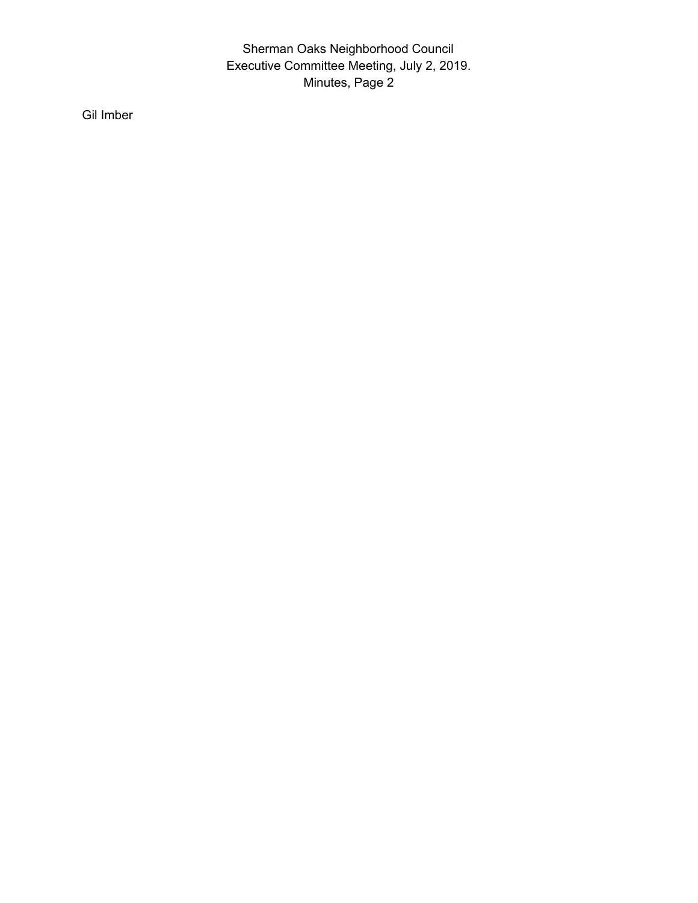Gil Imber